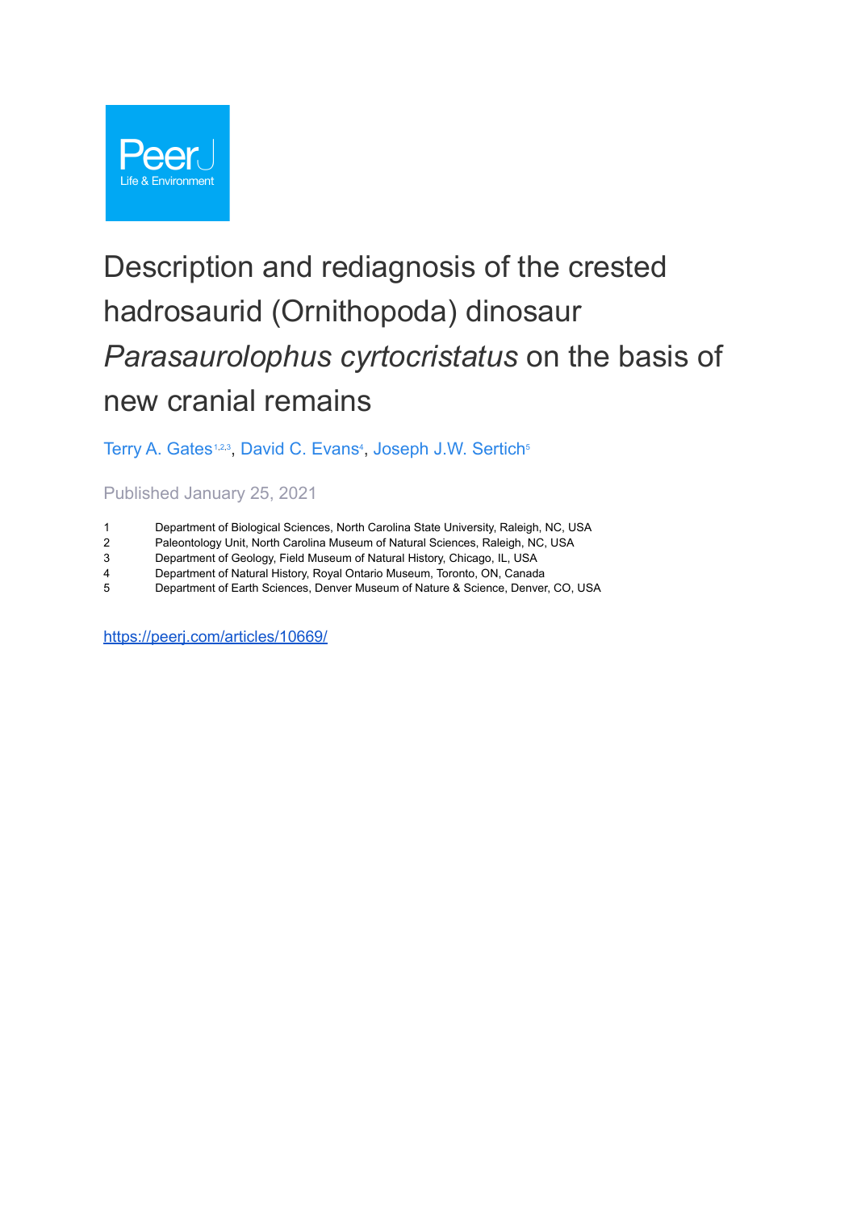PeerJ
Life & Environment

# Description and rediagnosis of the crested hadrosaurid (Ornithopoda) dinosaur *Parasaurolophus cyrtocristatus* on the basis of new cranial remains

Terry A. Gates[1,2,3], David C. Evans[4], Joseph J.W. Sertich[5]

Published January 25, 2021

1 Department of Biological Sciences, North Carolina State University, Raleigh, NC, USA
2 Paleontology Unit, North Carolina Museum of Natural Sciences, Raleigh, NC, USA
3 Department of Geology, Field Museum of Natural History, Chicago, IL, USA
4 Department of Natural History, Royal Ontario Museum, Toronto, ON, Canada
5 Department of Earth Sciences, Denver Museum of Nature & Science, Denver, CO, USA

https://peerj.com/articles/10669/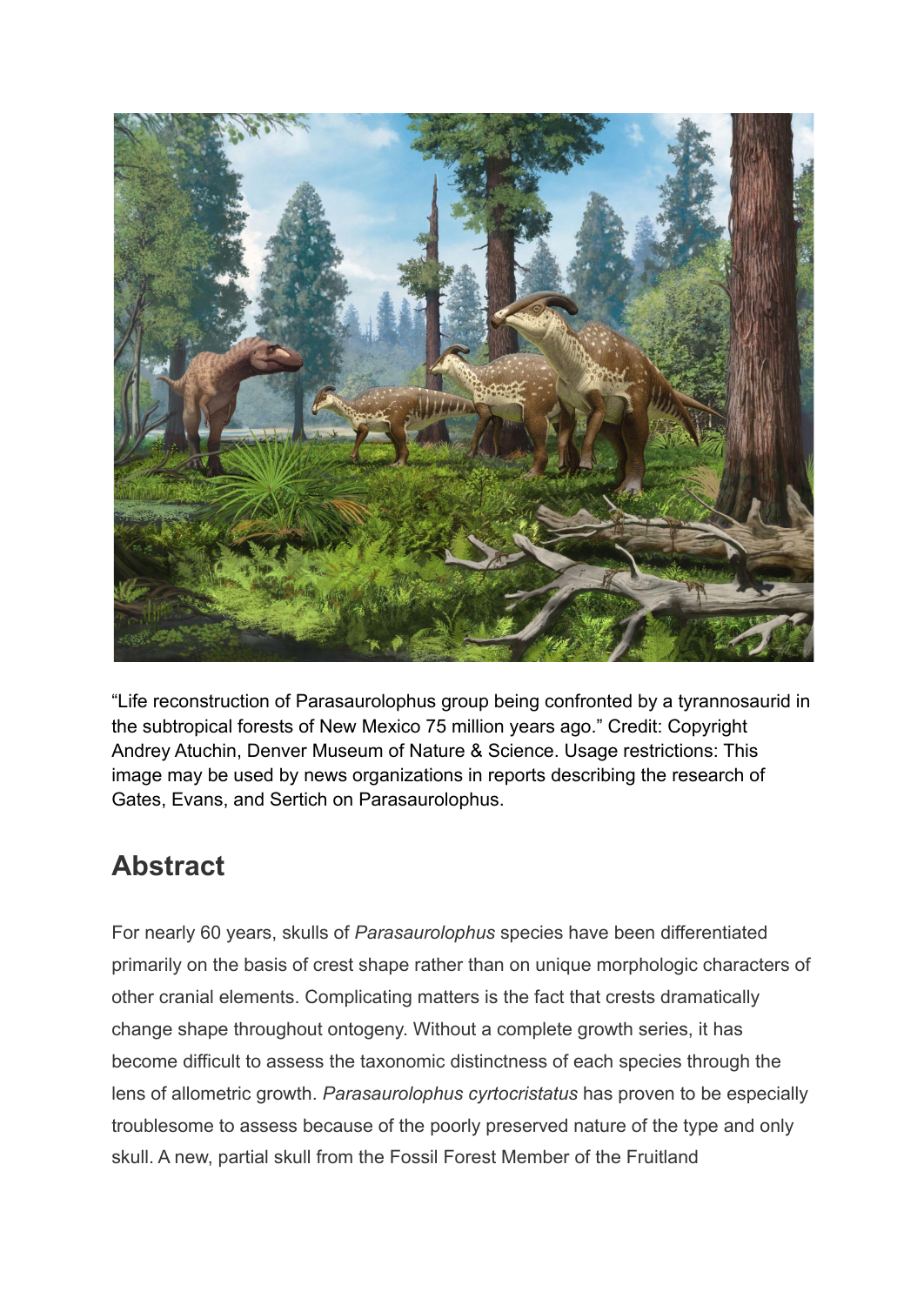"Life reconstruction of Parasaurolophus group being confronted by a tyrannosaurid in the subtropical forests of New Mexico 75 million years ago." Credit: Copyright Andrey Atuchin, Denver Museum of Nature & Science. Usage restrictions: This image may be used by news organizations in reports describing the research of Gates, Evans, and Sertich on Parasaurolophus.

## Abstract

For nearly 60 years, skulls of *Parasaurolophus* species have been differentiated primarily on the basis of crest shape rather than on unique morphologic characters of other cranial elements. Complicating matters is the fact that crests dramatically change shape throughout ontogeny. Without a complete growth series, it has become difficult to assess the taxonomic distinctness of each species through the lens of allometric growth. *Parasaurolophus cyrtocristatus* has proven to be especially troublesome to assess because of the poorly preserved nature of the type and only skull. A new, partial skull from the Fossil Forest Member of the Fruitland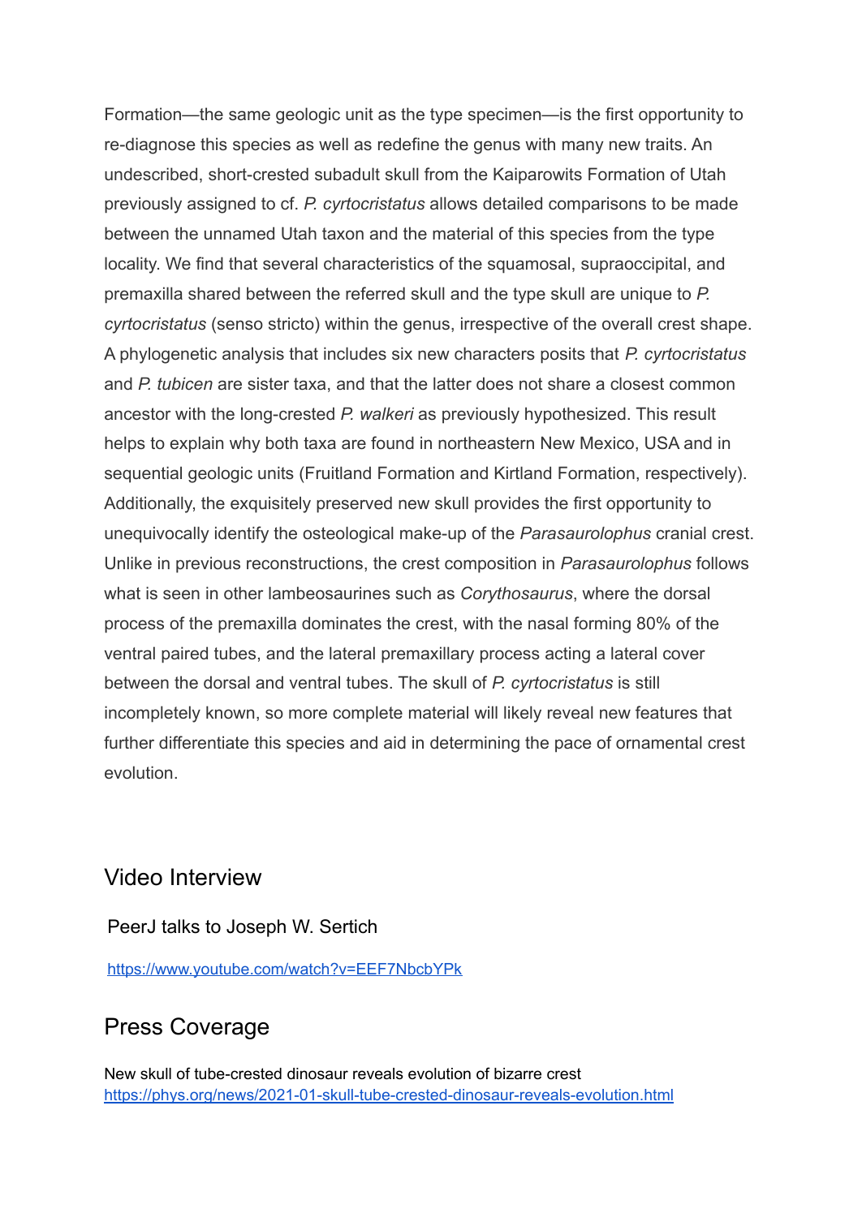Formation—the same geologic unit as the type specimen—is the first opportunity to re-diagnose this species as well as redefine the genus with many new traits. An undescribed, short-crested subadult skull from the Kaiparowits Formation of Utah previously assigned to cf. *P. cyrtocristatus* allows detailed comparisons to be made between the unnamed Utah taxon and the material of this species from the type locality. We find that several characteristics of the squamosal, supraoccipital, and premaxilla shared between the referred skull and the type skull are unique to *P. cyrtocristatus* (senso stricto) within the genus, irrespective of the overall crest shape. A phylogenetic analysis that includes six new characters posits that *P. cyrtocristatus* and *P. tubicen* are sister taxa, and that the latter does not share a closest common ancestor with the long-crested *P. walkeri* as previously hypothesized. This result helps to explain why both taxa are found in northeastern New Mexico, USA and in sequential geologic units (Fruitland Formation and Kirtland Formation, respectively). Additionally, the exquisitely preserved new skull provides the first opportunity to unequivocally identify the osteological make-up of the *Parasaurolophus* cranial crest. Unlike in previous reconstructions, the crest composition in *Parasaurolophus* follows what is seen in other lambeosaurines such as *Corythosaurus*, where the dorsal process of the premaxilla dominates the crest, with the nasal forming 80% of the ventral paired tubes, and the lateral premaxillary process acting a lateral cover between the dorsal and ventral tubes. The skull of *P. cyrtocristatus* is still incompletely known, so more complete material will likely reveal new features that further differentiate this species and aid in determining the pace of ornamental crest evolution.

## Video Interview

PeerJ talks to Joseph W. Sertich

https://www.youtube.com/watch?v=EEF7NbcbYPk

## Press Coverage

New skull of tube-crested dinosaur reveals evolution of bizarre crest
https://phys.org/news/2021-01-skull-tube-crested-dinosaur-reveals-evolution.html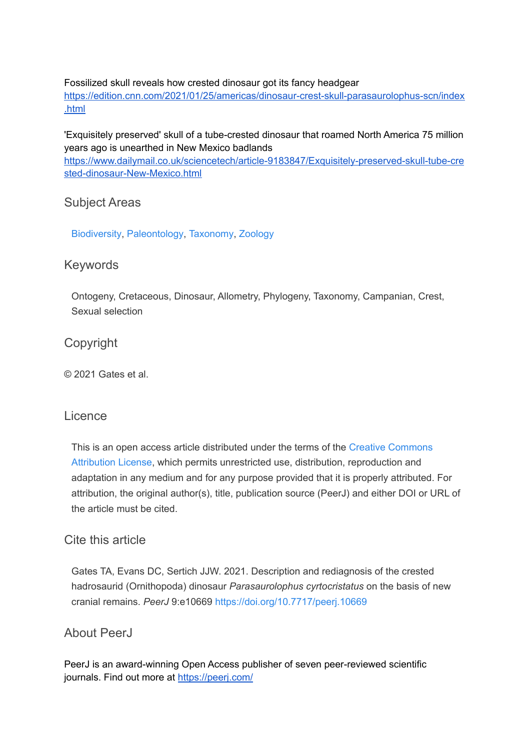Fossilized skull reveals how crested dinosaur got its fancy headgear
https://edition.cnn.com/2021/01/25/americas/dinosaur-crest-skull-parasaurolophus-scn/index.html

'Exquisitely preserved' skull of a tube-crested dinosaur that roamed North America 75 million years ago is unearthed in New Mexico badlands
https://www.dailymail.co.uk/sciencetech/article-9183847/Exquisitely-preserved-skull-tube-crested-dinosaur-New-Mexico.html

## Subject Areas

Biodiversity, Paleontology, Taxonomy, Zoology

## Keywords

Ontogeny, Cretaceous, Dinosaur, Allometry, Phylogeny, Taxonomy, Campanian, Crest, Sexual selection

## Copyright

© 2021 Gates et al.

## Licence

This is an open access article distributed under the terms of the Creative Commons Attribution License, which permits unrestricted use, distribution, reproduction and adaptation in any medium and for any purpose provided that it is properly attributed. For attribution, the original author(s), title, publication source (PeerJ) and either DOI or URL of the article must be cited.

## Cite this article

Gates TA, Evans DC, Sertich JJW. 2021. Description and rediagnosis of the crested hadrosaurid (Ornithopoda) dinosaur *Parasaurolophus cyrtocristatus* on the basis of new cranial remains. *PeerJ* 9:e10669 https://doi.org/10.7717/peerj.10669

## About PeerJ

PeerJ is an award-winning Open Access publisher of seven peer-reviewed scientific journals. Find out more at https://peerj.com/